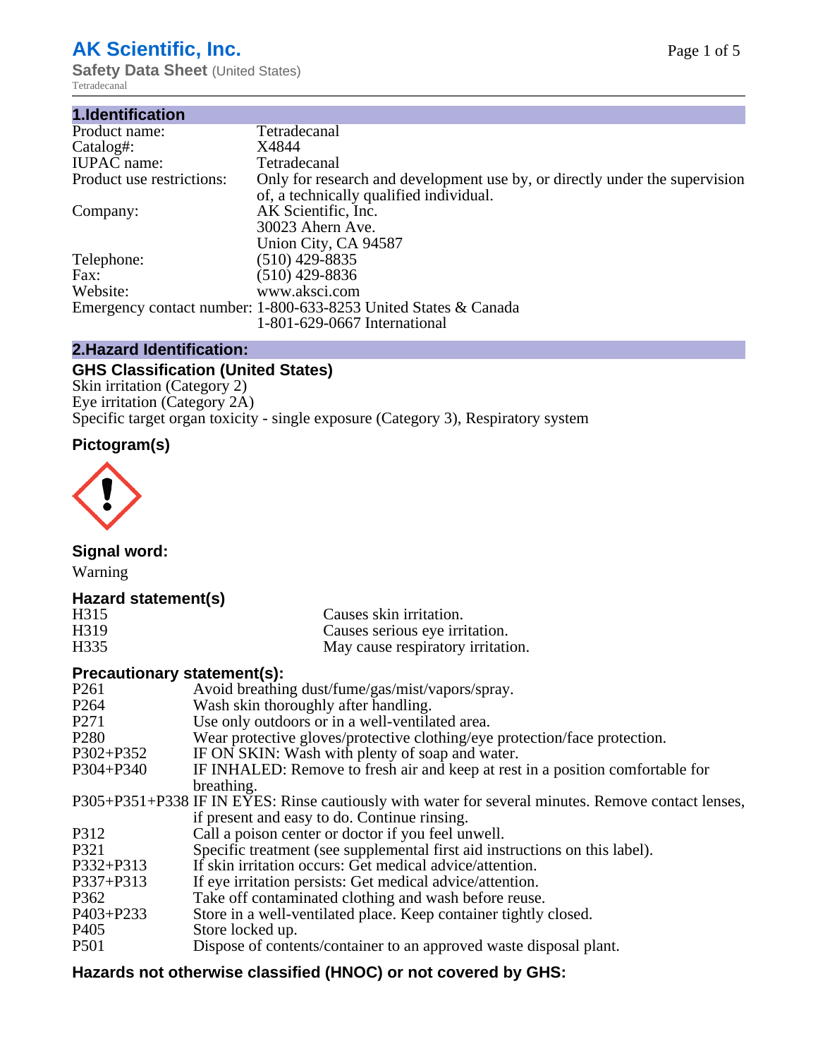# AK Scientific, Inc.

**Safety Data Sheet** (United States)

Tetradecanal

## 1.Identification

| | |
|---|---|
| Product name: | Tetradecanal |
| Catalog#: | X4844 |
| IUPAC name: | Tetradecanal |
| Product use restrictions: | Only for research and development use by, or directly under the supervision of, a technically qualified individual. |
| Company: | AK Scientific, Inc.<br>30023 Ahern Ave.<br>Union City, CA 94587 |
| Telephone: | (510) 429-8835 |
| Fax: | (510) 429-8836 |
| Website: | www.aksci.com |
| Emergency contact number: | 1-800-633-8253 United States & Canada<br>1-801-629-0667 International |

## 2.Hazard Identification:

### GHS Classification (United States)

Skin irritation (Category 2)
Eye irritation (Category 2A)
Specific target organ toxicity - single exposure (Category 3), Respiratory system

### Pictogram(s)

### Signal word:

Warning

### Hazard statement(s)

| | |
|---|---|
| H315 | Causes skin irritation. |
| H319 | Causes serious eye irritation. |
| H335 | May cause respiratory irritation. |

### Precautionary statement(s):

| | |
|---|---|
| P261 | Avoid breathing dust/fume/gas/mist/vapors/spray. |
| P264 | Wash skin thoroughly after handling. |
| P271 | Use only outdoors or in a well-ventilated area. |
| P280 | Wear protective gloves/protective clothing/eye protection/face protection. |
| P302+P352 | IF ON SKIN: Wash with plenty of soap and water. |
| P304+P340 | IF INHALED: Remove to fresh air and keep at rest in a position comfortable for breathing. |
| P305+P351+P338 | IF IN EYES: Rinse cautiously with water for several minutes. Remove contact lenses, if present and easy to do. Continue rinsing. |
| P312 | Call a poison center or doctor if you feel unwell. |
| P321 | Specific treatment (see supplemental first aid instructions on this label). |
| P332+P313 | If skin irritation occurs: Get medical advice/attention. |
| P337+P313 | If eye irritation persists: Get medical advice/attention. |
| P362 | Take off contaminated clothing and wash before reuse. |
| P403+P233 | Store in a well-ventilated place. Keep container tightly closed. |
| P405 | Store locked up. |
| P501 | Dispose of contents/container to an approved waste disposal plant. |

### Hazards not otherwise classified (HNOC) or not covered by GHS: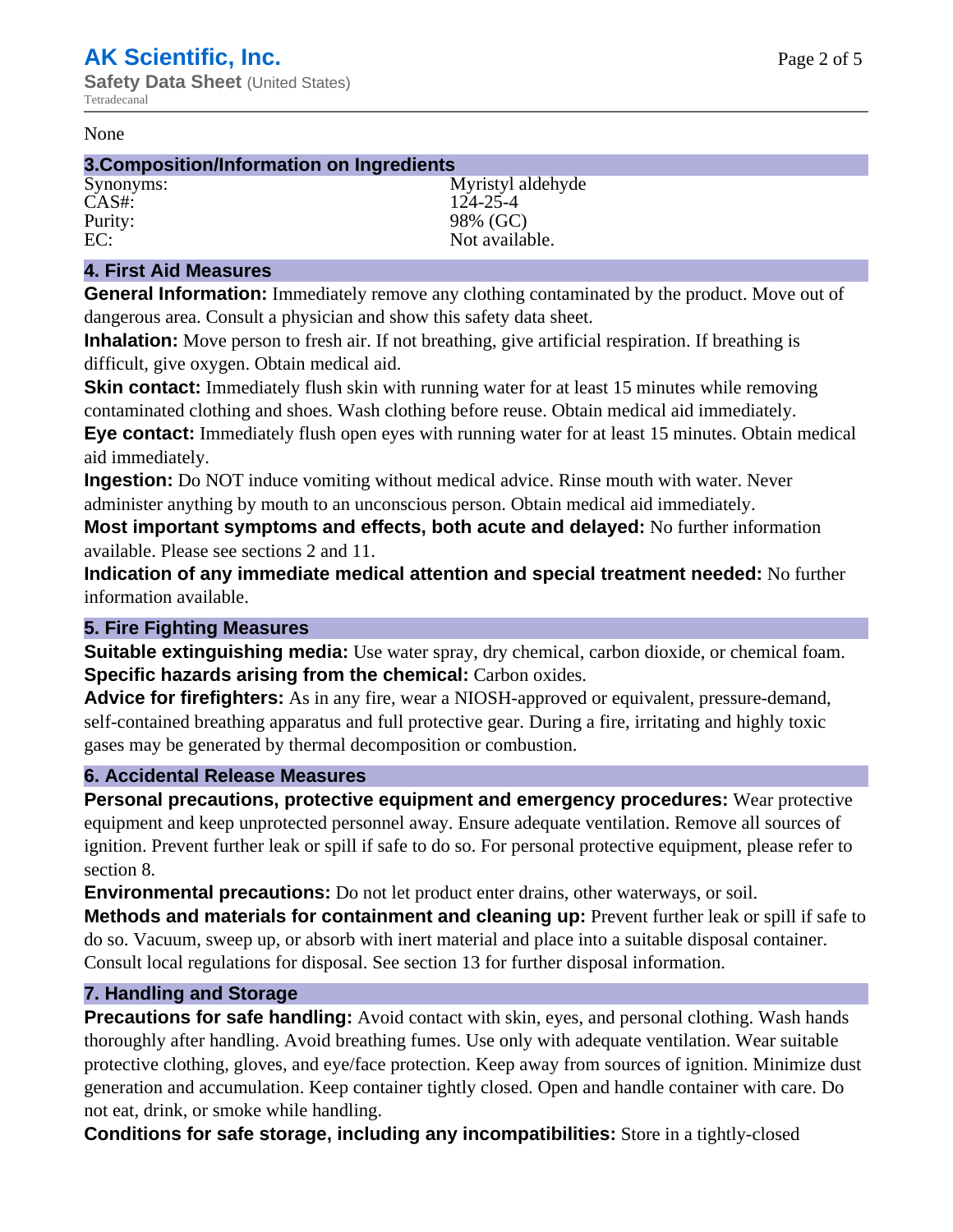None

## 3.Composition/Information on Ingredients

| | |
|---|---|
| Synonyms: | Myristyl aldehyde |
| CAS#: | 124-25-4 |
| Purity: | 98% (GC) |
| EC: | Not available. |

## 4. First Aid Measures

**General Information:** Immediately remove any clothing contaminated by the product. Move out of dangerous area. Consult a physician and show this safety data sheet.

**Inhalation:** Move person to fresh air. If not breathing, give artificial respiration. If breathing is difficult, give oxygen. Obtain medical aid.

**Skin contact:** Immediately flush skin with running water for at least 15 minutes while removing contaminated clothing and shoes. Wash clothing before reuse. Obtain medical aid immediately.

**Eye contact:** Immediately flush open eyes with running water for at least 15 minutes. Obtain medical aid immediately.

**Ingestion:** Do NOT induce vomiting without medical advice. Rinse mouth with water. Never administer anything by mouth to an unconscious person. Obtain medical aid immediately.

**Most important symptoms and effects, both acute and delayed:** No further information available. Please see sections 2 and 11.

**Indication of any immediate medical attention and special treatment needed:** No further information available.

## 5. Fire Fighting Measures

**Suitable extinguishing media:** Use water spray, dry chemical, carbon dioxide, or chemical foam.

**Specific hazards arising from the chemical:** Carbon oxides.

**Advice for firefighters:** As in any fire, wear a NIOSH-approved or equivalent, pressure-demand, self-contained breathing apparatus and full protective gear. During a fire, irritating and highly toxic gases may be generated by thermal decomposition or combustion.

## 6. Accidental Release Measures

**Personal precautions, protective equipment and emergency procedures:** Wear protective equipment and keep unprotected personnel away. Ensure adequate ventilation. Remove all sources of ignition. Prevent further leak or spill if safe to do so. For personal protective equipment, please refer to section 8.

**Environmental precautions:** Do not let product enter drains, other waterways, or soil.

**Methods and materials for containment and cleaning up:** Prevent further leak or spill if safe to do so. Vacuum, sweep up, or absorb with inert material and place into a suitable disposal container. Consult local regulations for disposal. See section 13 for further disposal information.

## 7. Handling and Storage

**Precautions for safe handling:** Avoid contact with skin, eyes, and personal clothing. Wash hands thoroughly after handling. Avoid breathing fumes. Use only with adequate ventilation. Wear suitable protective clothing, gloves, and eye/face protection. Keep away from sources of ignition. Minimize dust generation and accumulation. Keep container tightly closed. Open and handle container with care. Do not eat, drink, or smoke while handling.

**Conditions for safe storage, including any incompatibilities:** Store in a tightly-closed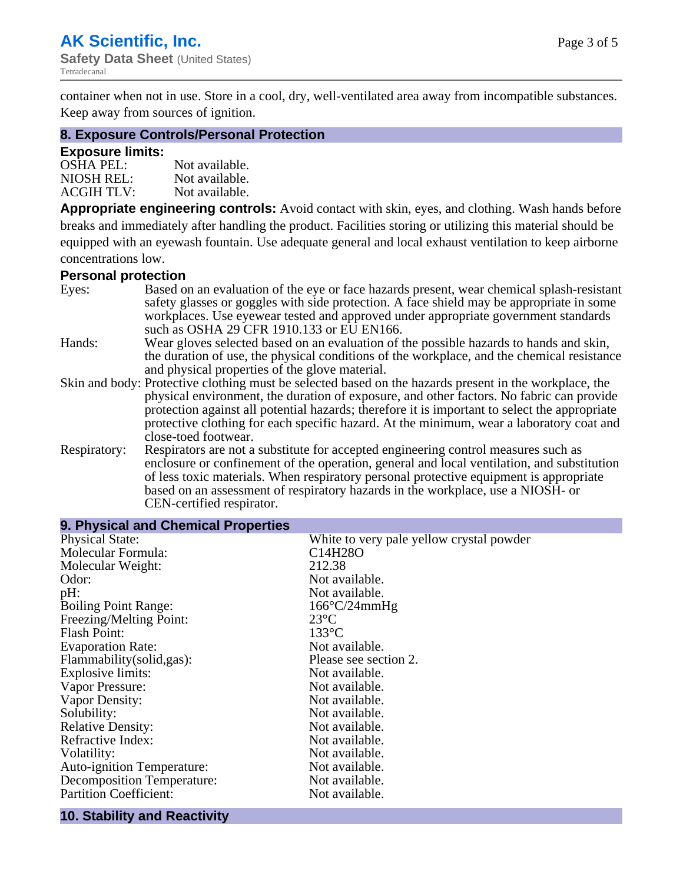container when not in use. Store in a cool, dry, well-ventilated area away from incompatible substances. Keep away from sources of ignition.

## 8. Exposure Controls/Personal Protection

### Exposure limits:

| | |
|---|---|
| OSHA PEL: | Not available. |
| NIOSH REL: | Not available. |
| ACGIH TLV: | Not available. |

**Appropriate engineering controls:** Avoid contact with skin, eyes, and clothing. Wash hands before breaks and immediately after handling the product. Facilities storing or utilizing this material should be equipped with an eyewash fountain. Use adequate general and local exhaust ventilation to keep airborne concentrations low.

### Personal protection

| | |
|---|---|
| Eyes: | Based on an evaluation of the eye or face hazards present, wear chemical splash-resistant safety glasses or goggles with side protection. A face shield may be appropriate in some workplaces. Use eyewear tested and approved under appropriate government standards such as OSHA 29 CFR 1910.133 or EU EN166. |
| Hands: | Wear gloves selected based on an evaluation of the possible hazards to hands and skin, the duration of use, the physical conditions of the workplace, and the chemical resistance and physical properties of the glove material. |
| Skin and body: | Protective clothing must be selected based on the hazards present in the workplace, the physical environment, the duration of exposure, and other factors. No fabric can provide protection against all potential hazards; therefore it is important to select the appropriate protective clothing for each specific hazard. At the minimum, wear a laboratory coat and close-toed footwear. |
| Respiratory: | Respirators are not a substitute for accepted engineering control measures such as enclosure or confinement of the operation, general and local ventilation, and substitution of less toxic materials. When respiratory personal protective equipment is appropriate based on an assessment of respiratory hazards in the workplace, use a NIOSH- or CEN-certified respirator. |

## 9. Physical and Chemical Properties

| | |
|---|---|
| Physical State: | White to very pale yellow crystal powder |
| Molecular Formula: | $C_{14}H_{28}O$ |
| Molecular Weight: | 212.38 |
| Odor: | Not available. |
| pH: | Not available. |
| Boiling Point Range: | 166°C/24mmHg |
| Freezing/Melting Point: | 23°C |
| Flash Point: | 133°C |
| Evaporation Rate: | Not available. |
| Flammability(solid,gas): | Please see section 2. |
| Explosive limits: | Not available. |
| Vapor Pressure: | Not available. |
| Vapor Density: | Not available. |
| Solubility: | Not available. |
| Relative Density: | Not available. |
| Refractive Index: | Not available. |
| Volatility: | Not available. |
| Auto-ignition Temperature: | Not available. |
| Decomposition Temperature: | Not available. |
| Partition Coefficient: | Not available. |

## 10. Stability and Reactivity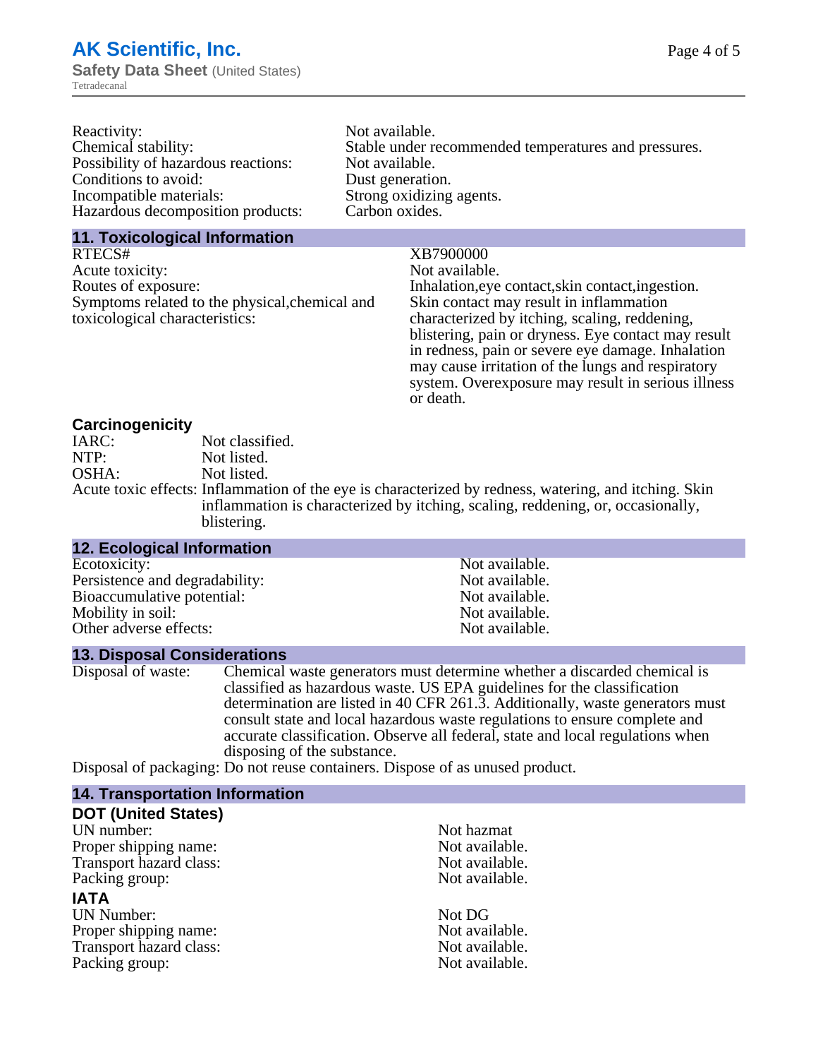| | |
|---|---|
| Reactivity: | Not available. |
| Chemical stability: | Stable under recommended temperatures and pressures. |
| Possibility of hazardous reactions: | Not available. |
| Conditions to avoid: | Dust generation. |
| Incompatible materials: | Strong oxidizing agents. |
| Hazardous decomposition products: | Carbon oxides. |

## 11. Toxicological Information

| | |
|---|---|
| RTECS# | XB7900000 |
| Acute toxicity: | Not available. |
| Routes of exposure: | Inhalation,eye contact,skin contact,ingestion. |
| Symptoms related to the physical,chemical and toxicological characteristics: | Skin contact may result in inflammation characterized by itching, scaling, reddening, blistering, pain or dryness. Eye contact may result in redness, pain or severe eye damage. Inhalation may cause irritation of the lungs and respiratory system. Overexposure may result in serious illness or death. |

### Carcinogenicity

| | |
|---|---|
| IARC: | Not classified. |
| NTP: | Not listed. |
| OSHA: | Not listed. |
| Acute toxic effects: | Inflammation of the eye is characterized by redness, watering, and itching. Skin inflammation is characterized by itching, scaling, reddening, or, occasionally, blistering. |

## 12. Ecological Information

| | |
|---|---|
| Ecotoxicity: | Not available. |
| Persistence and degradability: | Not available. |
| Bioaccumulative potential: | Not available. |
| Mobility in soil: | Not available. |
| Other adverse effects: | Not available. |

## 13. Disposal Considerations

| | |
|---|---|
| Disposal of waste: | Chemical waste generators must determine whether a discarded chemical is classified as hazardous waste. US EPA guidelines for the classification determination are listed in 40 CFR 261.3. Additionally, waste generators must consult state and local hazardous waste regulations to ensure complete and accurate classification. Observe all federal, state and local regulations when disposing of the substance. |
| Disposal of packaging: | Do not reuse containers. Dispose of as unused product. |

## 14. Transportation Information

### DOT (United States)

| | |
|---|---|
| UN number: | Not hazmat |
| Proper shipping name: | Not available. |
| Transport hazard class: | Not available. |
| Packing group: | Not available. |

### IATA

| | |
|---|---|
| UN Number: | Not DG |
| Proper shipping name: | Not available. |
| Transport hazard class: | Not available. |
| Packing group: | Not available. |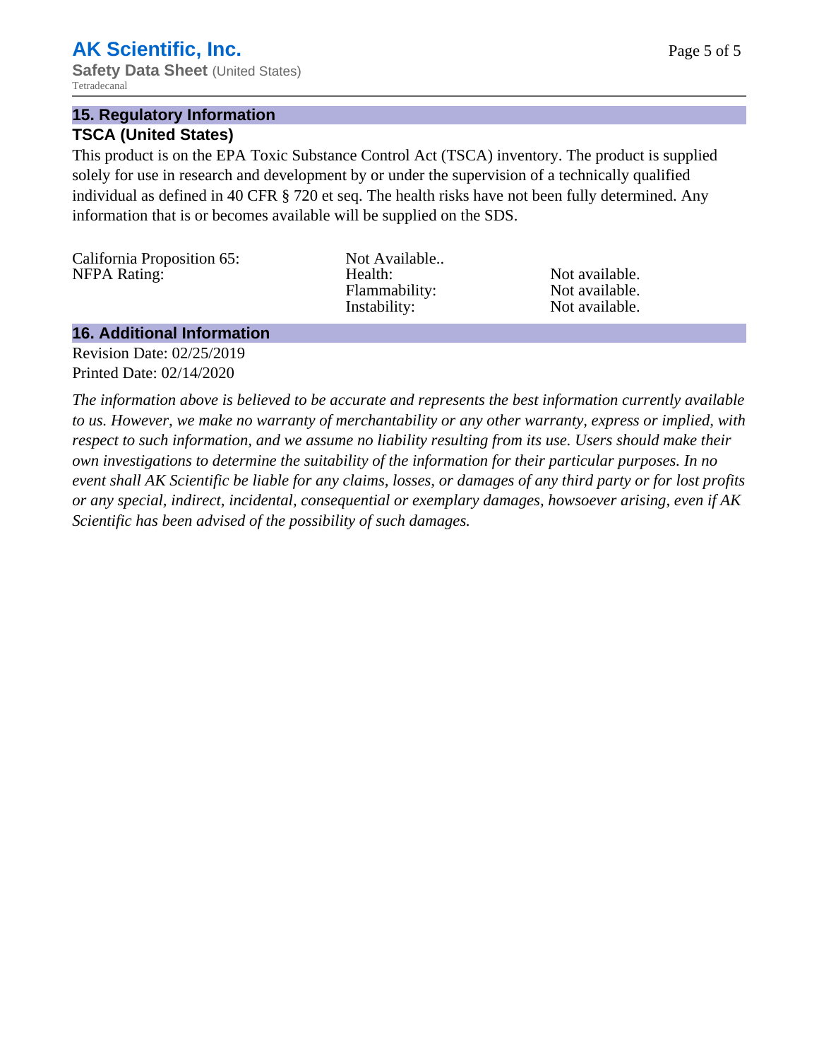## 15. Regulatory Information

### TSCA (United States)

This product is on the EPA Toxic Substance Control Act (TSCA) inventory. The product is supplied solely for use in research and development by or under the supervision of a technically qualified individual as defined in 40 CFR § 720 et seq. The health risks have not been fully determined. Any information that is or becomes available will be supplied on the SDS.

| | | |
|---|---|---|
| California Proposition 65: | Not Available.. | |
| NFPA Rating: | Health: | Not available. |
| | Flammability: | Not available. |
| | Instability: | Not available. |

## 16. Additional Information

Revision Date: 02/25/2019
Printed Date: 02/14/2020

*The information above is believed to be accurate and represents the best information currently available to us. However, we make no warranty of merchantability or any other warranty, express or implied, with respect to such information, and we assume no liability resulting from its use. Users should make their own investigations to determine the suitability of the information for their particular purposes. In no event shall AK Scientific be liable for any claims, losses, or damages of any third party or for lost profits or any special, indirect, incidental, consequential or exemplary damages, howsoever arising, even if AK Scientific has been advised of the possibility of such damages.*